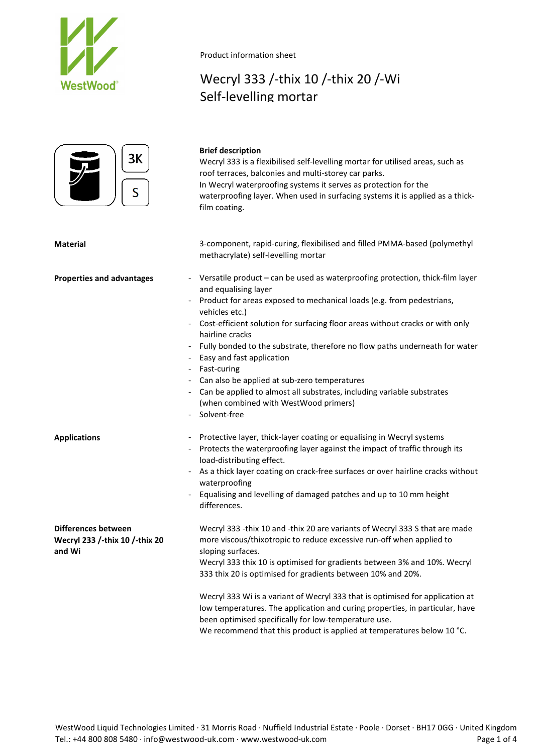Product information sheet

# Wecryl 333 /-thix 10 /-thix 20 /-Wi
# Self-levelling mortar

3K

S

**Brief description**

Wecryl 333 is a flexibilised self-levelling mortar for utilised areas, such as roof terraces, balconies and multi-storey car parks.
In Wecryl waterproofing systems it serves as protection for the waterproofing layer. When used in surfacing systems it is applied as a thick-film coating.

**Material**

3-component, rapid-curing, flexibilised and filled PMMA-based (polymethyl methacrylate) self-levelling mortar

**Properties and advantages**

- Versatile product – can be used as waterproofing protection, thick-film layer and equalising layer
- Product for areas exposed to mechanical loads (e.g. from pedestrians, vehicles etc.)
- Cost-efficient solution for surfacing floor areas without cracks or with only hairline cracks
- Fully bonded to the substrate, therefore no flow paths underneath for water
- Easy and fast application
- Fast-curing
- Can also be applied at sub-zero temperatures
- Can be applied to almost all substrates, including variable substrates (when combined with WestWood primers)
- Solvent-free

**Applications**

- Protective layer, thick-layer coating or equalising in Wecryl systems
- Protects the waterproofing layer against the impact of traffic through its load-distributing effect.
- As a thick layer coating on crack-free surfaces or over hairline cracks without waterproofing
- Equalising and levelling of damaged patches and up to 10 mm height differences.

**Differences between Wecryl 233 /-thix 10 /-thix 20 and Wi**

Wecryl 333 -thix 10 and -thix 20 are variants of Wecryl 333 S that are made more viscous/thixotropic to reduce excessive run-off when applied to sloping surfaces.
Wecryl 333 thix 10 is optimised for gradients between 3% and 10%. Wecryl 333 thix 20 is optimised for gradients between 10% and 20%.

Wecryl 333 Wi is a variant of Wecryl 333 that is optimised for application at low temperatures. The application and curing properties, in particular, have been optimised specifically for low-temperature use.
We recommend that this product is applied at temperatures below 10 °C.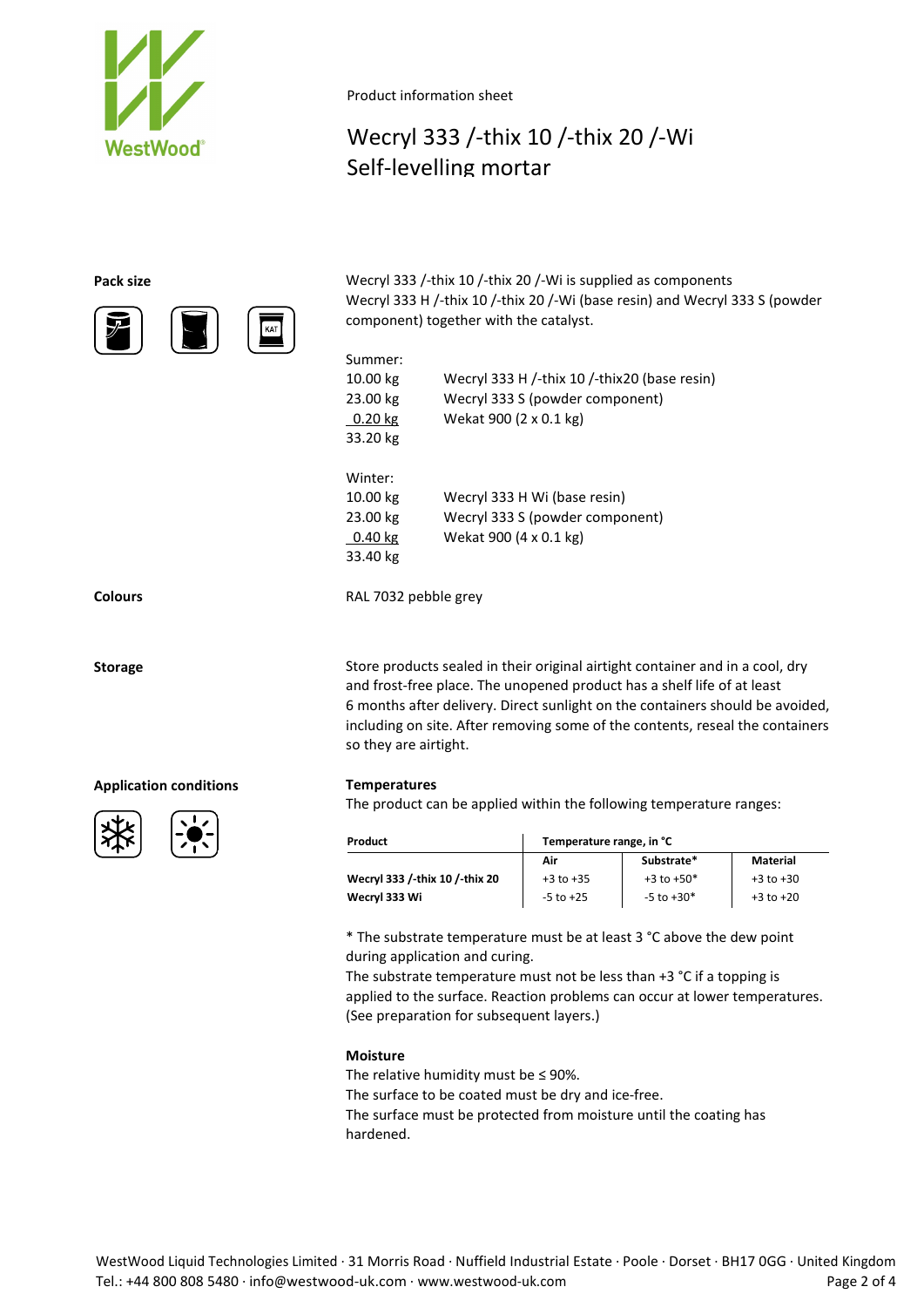Product information sheet

# Wecryl 333 /-thix 10 /-thix 20 /-Wi
# Self-levelling mortar

## Pack size

Wecryl 333 /-thix 10 /-thix 20 /-Wi is supplied as components Wecryl 333 H /-thix 10 /-thix 20 /-Wi (base resin) and Wecryl 333 S (powder component) together with the catalyst.

Summer:

| | |
|---|---|
| 10.00 kg | Wecryl 333 H /-thix 10 /-thix20 (base resin) |
| 23.00 kg | Wecryl 333 S (powder component) |
| 0.20 kg | Wekat 900 (2 x 0.1 kg) |
| 33.20 kg | |

Winter:

| | |
|---|---|
| 10.00 kg | Wecryl 333 H Wi (base resin) |
| 23.00 kg | Wecryl 333 S (powder component) |
| 0.40 kg | Wekat 900 (4 x 0.1 kg) |
| 33.40 kg | |

## Colours

RAL 7032 pebble grey

## Storage

Store products sealed in their original airtight container and in a cool, dry and frost-free place. The unopened product has a shelf life of at least 6 months after delivery. Direct sunlight on the containers should be avoided, including on site. After removing some of the contents, reseal the containers so they are airtight.

## Application conditions

**Temperatures**

The product can be applied within the following temperature ranges:

| Product | Temperature range, in °C | | |
|---|---|---|---|
| | Air | Substrate* | Material |
| Wecryl 333 /-thix 10 /-thix 20 | +3 to +35 | +3 to +50* | +3 to +30 |
| Wecryl 333 Wi | -5 to +25 | -5 to +30* | +3 to +20 |

* The substrate temperature must be at least 3 °C above the dew point during application and curing.
The substrate temperature must not be less than +3 °C if a topping is applied to the surface. Reaction problems can occur at lower temperatures. (See preparation for subsequent layers.)

**Moisture**

The relative humidity must be ≤ 90%.
The surface to be coated must be dry and ice-free.
The surface must be protected from moisture until the coating has hardened.

WestWood Liquid Technologies Limited · 31 Morris Road · Nuffield Industrial Estate · Poole · Dorset · BH17 0GG · United Kingdom
Tel.: +44 800 808 5480 · info@westwood-uk.com · www.westwood-uk.com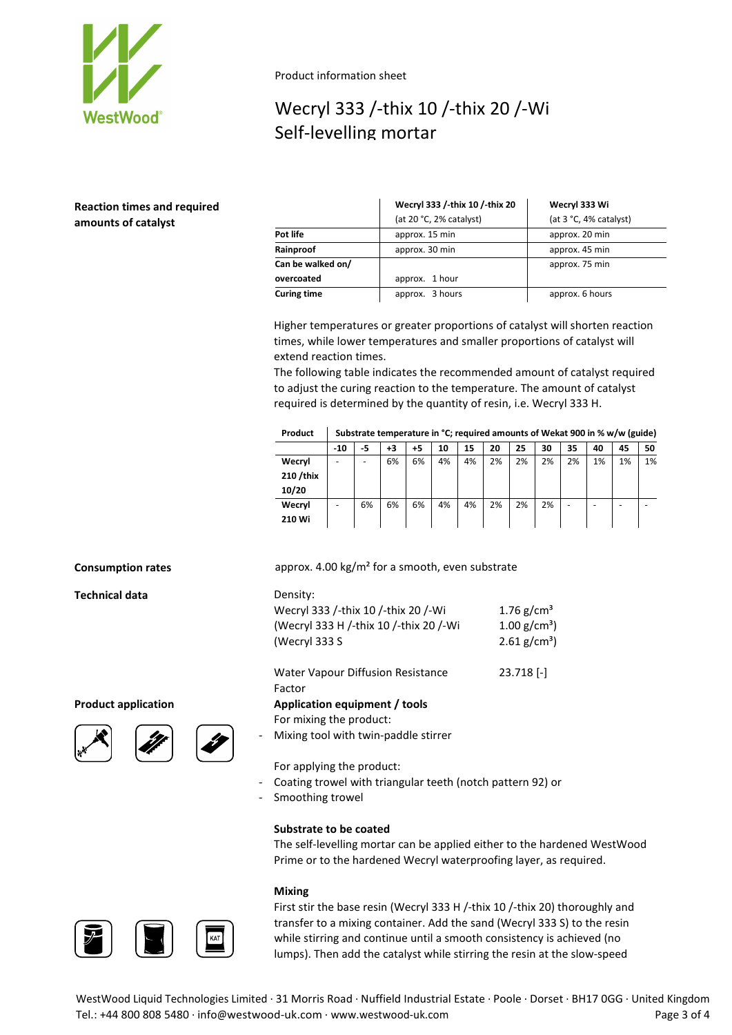Product information sheet

# Wecryl 333 /-thix 10 /-thix 20 /-Wi
# Self-levelling mortar

## Reaction times and required amounts of catalyst

| | Wecryl 333 /-thix 10 /-thix 20 (at 20 °C, 2% catalyst) | Wecryl 333 Wi (at 3 °C, 4% catalyst) |
|---|---|---|
| **Pot life** | approx. 15 min | approx. 20 min |
| **Rainproof** | approx. 30 min | approx. 45 min |
| **Can be walked on/ overcoated** | approx. 1 hour | approx. 75 min |
| **Curing time** | approx. 3 hours | approx. 6 hours |

Higher temperatures or greater proportions of catalyst will shorten reaction times, while lower temperatures and smaller proportions of catalyst will extend reaction times.
The following table indicates the recommended amount of catalyst required to adjust the curing reaction to the temperature. The amount of catalyst required is determined by the quantity of resin, i.e. Wecryl 333 H.

| Product | Substrate temperature in °C; required amounts of Wekat 900 in % w/w (guide) | | | | | | | | | | | | |
|---|---|---|---|---|---|---|---|---|---|---|---|---|---|
| | **-10** | **-5** | **+3** | **+5** | **10** | **15** | **20** | **25** | **30** | **35** | **40** | **45** | **50** |
| **Wecryl 210 /thix 10/20** | - | - | 6% | 6% | 4% | 4% | 2% | 2% | 2% | 2% | 1% | 1% | 1% |
| **Wecryl 210 Wi** | - | 6% | 6% | 6% | 4% | 4% | 2% | 2% | 2% | - | - | - | - |

## Consumption rates

approx. 4.00 kg/m² for a smooth, even substrate

## Technical data

Density:

| | |
|---|---|
| Wecryl 333 /-thix 10 /-thix 20 /-Wi | 1.76 g/cm³ |
| (Wecryl 333 H /-thix 10 /-thix 20 /-Wi | 1.00 g/cm³) |
| (Wecryl 333 S | 2.61 g/cm³) |

| | |
|---|---|
| Water Vapour Diffusion Resistance Factor | 23.718 [-] |

## Product application

**Application equipment / tools**

For mixing the product:

- Mixing tool with twin-paddle stirrer

For applying the product:

- Coating trowel with triangular teeth (notch pattern 92) or
- Smoothing trowel

**Substrate to be coated**

The self-levelling mortar can be applied either to the hardened WestWood Prime or to the hardened Wecryl waterproofing layer, as required.

**Mixing**

First stir the base resin (Wecryl 333 H /-thix 10 /-thix 20) thoroughly and transfer to a mixing container. Add the sand (Wecryl 333 S) to the resin while stirring and continue until a smooth consistency is achieved (no lumps). Then add the catalyst while stirring the resin at the slow-speed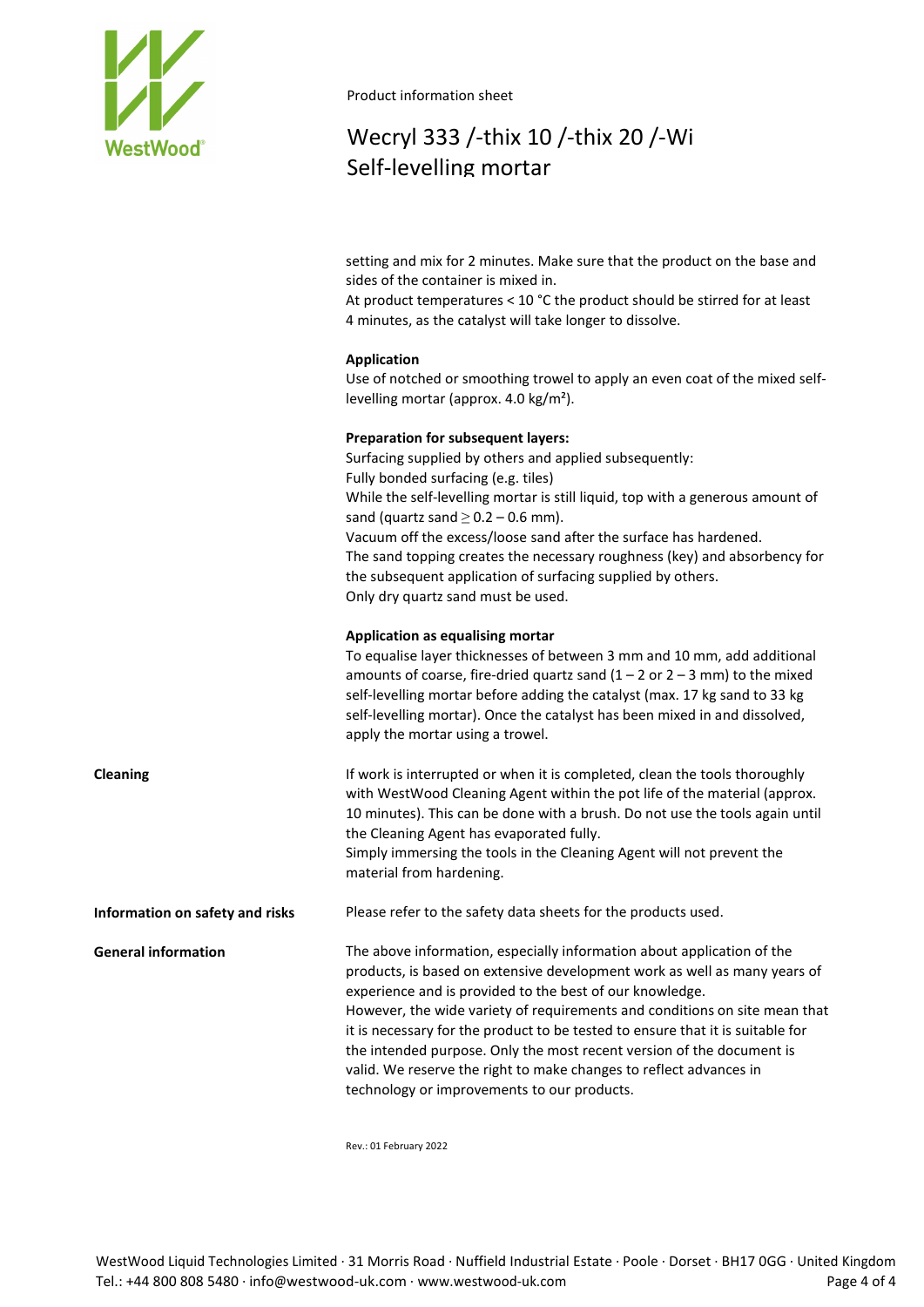setting and mix for 2 minutes. Make sure that the product on the base and sides of the container is mixed in.
At product temperatures < 10 °C the product should be stirred for at least 4 minutes, as the catalyst will take longer to dissolve.

**Application**
Use of notched or smoothing trowel to apply an even coat of the mixed self-levelling mortar (approx. 4.0 kg/m²).

**Preparation for subsequent layers:**
Surfacing supplied by others and applied subsequently:
Fully bonded surfacing (e.g. tiles)
While the self-levelling mortar is still liquid, top with a generous amount of sand (quartz sand ≥ 0.2 – 0.6 mm).
Vacuum off the excess/loose sand after the surface has hardened.
The sand topping creates the necessary roughness (key) and absorbency for the subsequent application of surfacing supplied by others.
Only dry quartz sand must be used.

**Application as equalising mortar**
To equalise layer thicknesses of between 3 mm and 10 mm, add additional amounts of coarse, fire-dried quartz sand (1 – 2 or 2 – 3 mm) to the mixed self-levelling mortar before adding the catalyst (max. 17 kg sand to 33 kg self-levelling mortar). Once the catalyst has been mixed in and dissolved, apply the mortar using a trowel.

**Cleaning**

If work is interrupted or when it is completed, clean the tools thoroughly with WestWood Cleaning Agent within the pot life of the material (approx. 10 minutes). This can be done with a brush. Do not use the tools again until the Cleaning Agent has evaporated fully.
Simply immersing the tools in the Cleaning Agent will not prevent the material from hardening.

**Information on safety and risks**

Please refer to the safety data sheets for the products used.

**General information**

The above information, especially information about application of the products, is based on extensive development work as well as many years of experience and is provided to the best of our knowledge.
However, the wide variety of requirements and conditions on site mean that it is necessary for the product to be tested to ensure that it is suitable for the intended purpose. Only the most recent version of the document is valid. We reserve the right to make changes to reflect advances in technology or improvements to our products.

Rev.: 01 February 2022

WestWood Liquid Technologies Limited · 31 Morris Road · Nuffield Industrial Estate · Poole · Dorset · BH17 0GG · United Kingdom
Tel.: +44 800 808 5480 · info@westwood-uk.com · www.westwood-uk.com